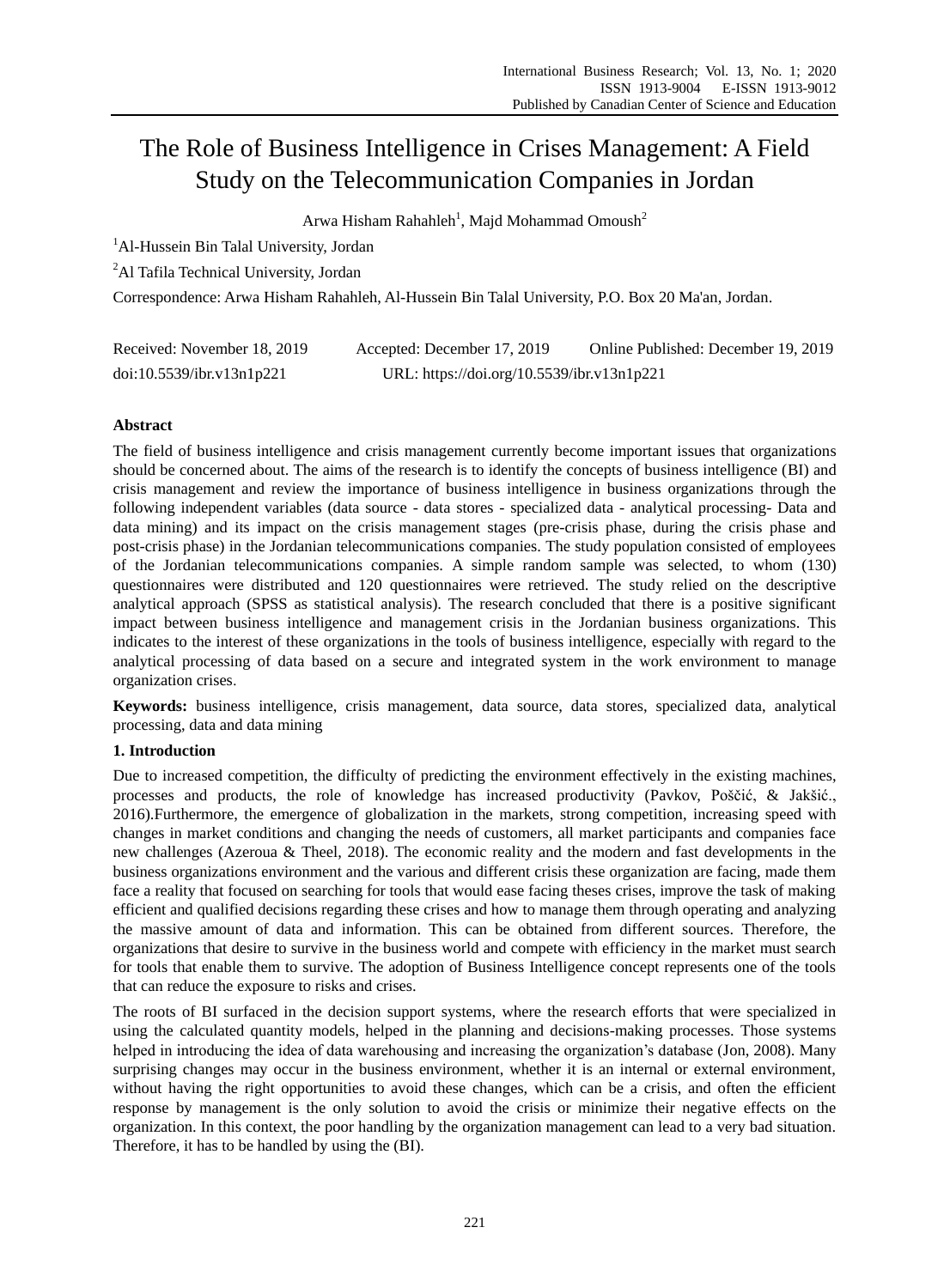# The Role of Business Intelligence in Crises Management: A Field Study on the Telecommunication Companies in Jordan

Arwa Hisham Rahahleh[1], Majd Mohammad Omoush[2]

[1]Al-Hussein Bin Talal University, Jordan

[2]Al Tafila Technical University, Jordan

Correspondence: Arwa Hisham Rahahleh, Al-Hussein Bin Talal University, P.O. Box 20 Ma'an, Jordan.

Received: November 18, 2019 Accepted: December 17, 2019 Online Published: December 19, 2019

doi:10.5539/ibr.v13n1p221 URL: https://doi.org/10.5539/ibr.v13n1p221

## Abstract

The field of business intelligence and crisis management currently become important issues that organizations should be concerned about. The aims of the research is to identify the concepts of business intelligence (BI) and crisis management and review the importance of business intelligence in business organizations through the following independent variables (data source - data stores - specialized data - analytical processing- Data and data mining) and its impact on the crisis management stages (pre-crisis phase, during the crisis phase and post-crisis phase) in the Jordanian telecommunications companies. The study population consisted of employees of the Jordanian telecommunications companies. A simple random sample was selected, to whom (130) questionnaires were distributed and 120 questionnaires were retrieved. The study relied on the descriptive analytical approach (SPSS as statistical analysis). The research concluded that there is a positive significant impact between business intelligence and management crisis in the Jordanian business organizations. This indicates to the interest of these organizations in the tools of business intelligence, especially with regard to the analytical processing of data based on a secure and integrated system in the work environment to manage organization crises.

**Keywords:** business intelligence, crisis management, data source, data stores, specialized data, analytical processing, data and data mining

## 1. Introduction

Due to increased competition, the difficulty of predicting the environment effectively in the existing machines, processes and products, the role of knowledge has increased productivity (Pavkov, Poščić, & Jakšić., 2016).Furthermore, the emergence of globalization in the markets, strong competition, increasing speed with changes in market conditions and changing the needs of customers, all market participants and companies face new challenges (Azeroua & Theel, 2018). The economic reality and the modern and fast developments in the business organizations environment and the various and different crisis these organization are facing, made them face a reality that focused on searching for tools that would ease facing theses crises, improve the task of making efficient and qualified decisions regarding these crises and how to manage them through operating and analyzing the massive amount of data and information. This can be obtained from different sources. Therefore, the organizations that desire to survive in the business world and compete with efficiency in the market must search for tools that enable them to survive. The adoption of Business Intelligence concept represents one of the tools that can reduce the exposure to risks and crises.

The roots of BI surfaced in the decision support systems, where the research efforts that were specialized in using the calculated quantity models, helped in the planning and decisions-making processes. Those systems helped in introducing the idea of data warehousing and increasing the organization's database (Jon, 2008). Many surprising changes may occur in the business environment, whether it is an internal or external environment, without having the right opportunities to avoid these changes, which can be a crisis, and often the efficient response by management is the only solution to avoid the crisis or minimize their negative effects on the organization. In this context, the poor handling by the organization management can lead to a very bad situation. Therefore, it has to be handled by using the (BI).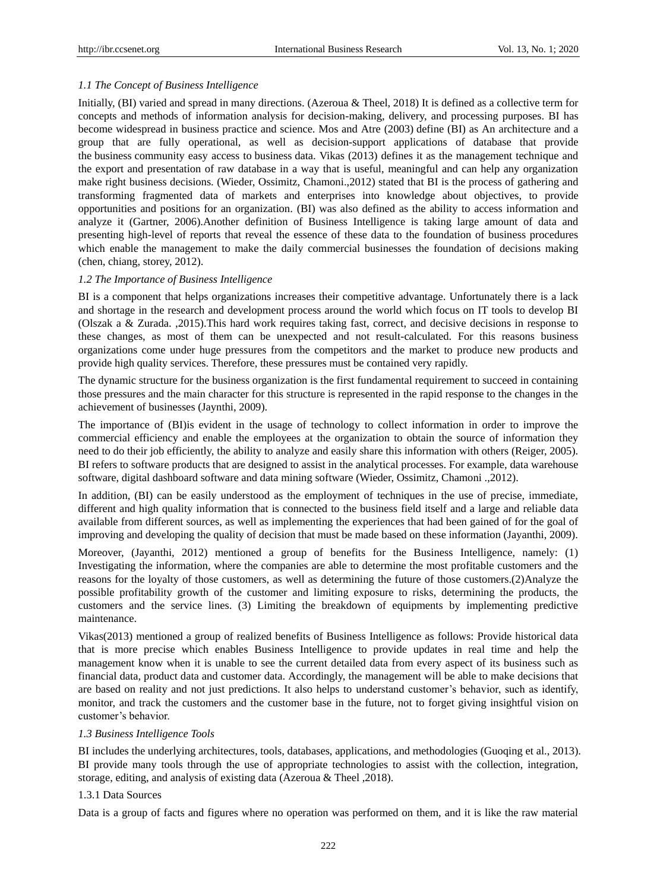### *1.1 The Concept of Business Intelligence*

Initially, (BI) varied and spread in many directions. (Azeroua & Theel, 2018) It is defined as a collective term for concepts and methods of information analysis for decision-making, delivery, and processing purposes. BI has become widespread in business practice and science. Mos and Atre (2003) define (BI) as An architecture and a group that are fully operational, as well as decision-support applications of database that provide the business community easy access to business data. Vikas (2013) defines it as the management technique and the export and presentation of raw database in a way that is useful, meaningful and can help any organization make right business decisions. (Wieder, Ossimitz, Chamoni.,2012) stated that BI is the process of gathering and transforming fragmented data of markets and enterprises into knowledge about objectives, to provide opportunities and positions for an organization. (BI) was also defined as the ability to access information and analyze it (Gartner, 2006).Another definition of Business Intelligence is taking large amount of data and presenting high-level of reports that reveal the essence of these data to the foundation of business procedures which enable the management to make the daily commercial businesses the foundation of decisions making (chen, chiang, storey, 2012).

### *1.2 The Importance of Business Intelligence*

BI is a component that helps organizations increases their competitive advantage. Unfortunately there is a lack and shortage in the research and development process around the world which focus on IT tools to develop BI (Olszak a & Zurada. ,2015).This hard work requires taking fast, correct, and decisive decisions in response to these changes, as most of them can be unexpected and not result-calculated. For this reasons business organizations come under huge pressures from the competitors and the market to produce new products and provide high quality services. Therefore, these pressures must be contained very rapidly.

The dynamic structure for the business organization is the first fundamental requirement to succeed in containing those pressures and the main character for this structure is represented in the rapid response to the changes in the achievement of businesses (Jaynthi, 2009).

The importance of (BI)is evident in the usage of technology to collect information in order to improve the commercial efficiency and enable the employees at the organization to obtain the source of information they need to do their job efficiently, the ability to analyze and easily share this information with others (Reiger, 2005). BI refers to software products that are designed to assist in the analytical processes. For example, data warehouse software, digital dashboard software and data mining software (Wieder, Ossimitz, Chamoni .,2012).

In addition, (BI) can be easily understood as the employment of techniques in the use of precise, immediate, different and high quality information that is connected to the business field itself and a large and reliable data available from different sources, as well as implementing the experiences that had been gained of for the goal of improving and developing the quality of decision that must be made based on these information (Jayanthi, 2009).

Moreover, (Jayanthi, 2012) mentioned a group of benefits for the Business Intelligence, namely: (1) Investigating the information, where the companies are able to determine the most profitable customers and the reasons for the loyalty of those customers, as well as determining the future of those customers.(2)Analyze the possible profitability growth of the customer and limiting exposure to risks, determining the products, the customers and the service lines. (3) Limiting the breakdown of equipments by implementing predictive maintenance.

Vikas(2013) mentioned a group of realized benefits of Business Intelligence as follows: Provide historical data that is more precise which enables Business Intelligence to provide updates in real time and help the management know when it is unable to see the current detailed data from every aspect of its business such as financial data, product data and customer data. Accordingly, the management will be able to make decisions that are based on reality and not just predictions. It also helps to understand customer's behavior, such as identify, monitor, and track the customers and the customer base in the future, not to forget giving insightful vision on customer's behavior.

### *1.3 Business Intelligence Tools*

BI includes the underlying architectures, tools, databases, applications, and methodologies (Guoqing et al., 2013). BI provide many tools through the use of appropriate technologies to assist with the collection, integration, storage, editing, and analysis of existing data (Azeroua & Theel ,2018).

#### 1.3.1 Data Sources

Data is a group of facts and figures where no operation was performed on them, and it is like the raw material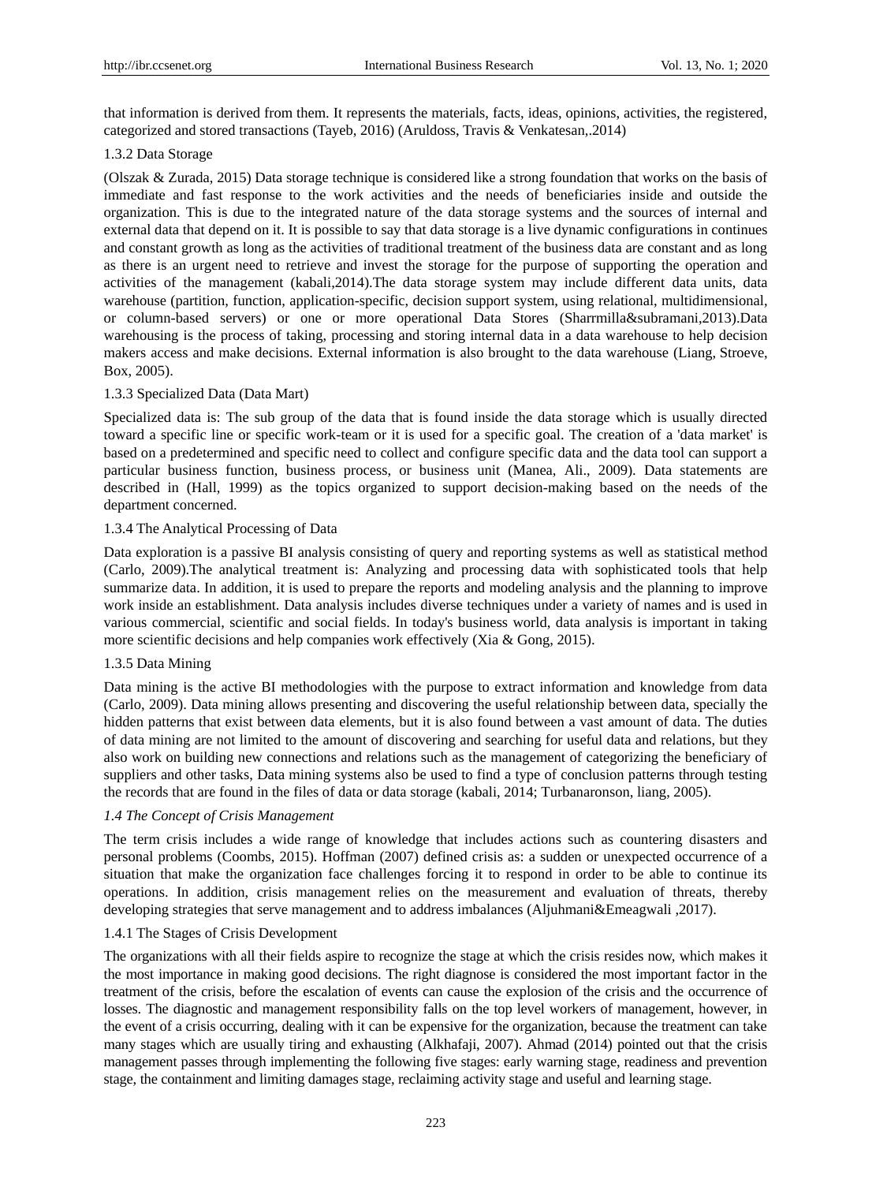that information is derived from them. It represents the materials, facts, ideas, opinions, activities, the registered, categorized and stored transactions (Tayeb, 2016) (Aruldoss, Travis & Venkatesan,.2014)

#### 1.3.2 Data Storage

(Olszak & Zurada, 2015) Data storage technique is considered like a strong foundation that works on the basis of immediate and fast response to the work activities and the needs of beneficiaries inside and outside the organization. This is due to the integrated nature of the data storage systems and the sources of internal and external data that depend on it. It is possible to say that data storage is a live dynamic configurations in continues and constant growth as long as the activities of traditional treatment of the business data are constant and as long as there is an urgent need to retrieve and invest the storage for the purpose of supporting the operation and activities of the management (kabali,2014).The data storage system may include different data units, data warehouse (partition, function, application-specific, decision support system, using relational, multidimensional, or column-based servers) or one or more operational Data Stores (Sharrmilla&subramani,2013).Data warehousing is the process of taking, processing and storing internal data in a data warehouse to help decision makers access and make decisions. External information is also brought to the data warehouse (Liang, Stroeve, Box, 2005).

#### 1.3.3 Specialized Data (Data Mart)

Specialized data is: The sub group of the data that is found inside the data storage which is usually directed toward a specific line or specific work-team or it is used for a specific goal. The creation of a 'data market' is based on a predetermined and specific need to collect and configure specific data and the data tool can support a particular business function, business process, or business unit (Manea, Ali., 2009). Data statements are described in (Hall, 1999) as the topics organized to support decision-making based on the needs of the department concerned.

#### 1.3.4 The Analytical Processing of Data

Data exploration is a passive BI analysis consisting of query and reporting systems as well as statistical method (Carlo, 2009).The analytical treatment is: Analyzing and processing data with sophisticated tools that help summarize data. In addition, it is used to prepare the reports and modeling analysis and the planning to improve work inside an establishment. Data analysis includes diverse techniques under a variety of names and is used in various commercial, scientific and social fields. In today's business world, data analysis is important in taking more scientific decisions and help companies work effectively (Xia & Gong, 2015).

#### 1.3.5 Data Mining

Data mining is the active BI methodologies with the purpose to extract information and knowledge from data (Carlo, 2009). Data mining allows presenting and discovering the useful relationship between data, specially the hidden patterns that exist between data elements, but it is also found between a vast amount of data. The duties of data mining are not limited to the amount of discovering and searching for useful data and relations, but they also work on building new connections and relations such as the management of categorizing the beneficiary of suppliers and other tasks, Data mining systems also be used to find a type of conclusion patterns through testing the records that are found in the files of data or data storage (kabali, 2014; Turbanaronson, liang, 2005).

### *1.4 The Concept of Crisis Management*

The term crisis includes a wide range of knowledge that includes actions such as countering disasters and personal problems (Coombs, 2015). Hoffman (2007) defined crisis as: a sudden or unexpected occurrence of a situation that make the organization face challenges forcing it to respond in order to be able to continue its operations. In addition, crisis management relies on the measurement and evaluation of threats, thereby developing strategies that serve management and to address imbalances (Aljuhmani&Emeagwali ,2017).

#### 1.4.1 The Stages of Crisis Development

The organizations with all their fields aspire to recognize the stage at which the crisis resides now, which makes it the most importance in making good decisions. The right diagnose is considered the most important factor in the treatment of the crisis, before the escalation of events can cause the explosion of the crisis and the occurrence of losses. The diagnostic and management responsibility falls on the top level workers of management, however, in the event of a crisis occurring, dealing with it can be expensive for the organization, because the treatment can take many stages which are usually tiring and exhausting (Alkhafaji, 2007). Ahmad (2014) pointed out that the crisis management passes through implementing the following five stages: early warning stage, readiness and prevention stage, the containment and limiting damages stage, reclaiming activity stage and useful and learning stage.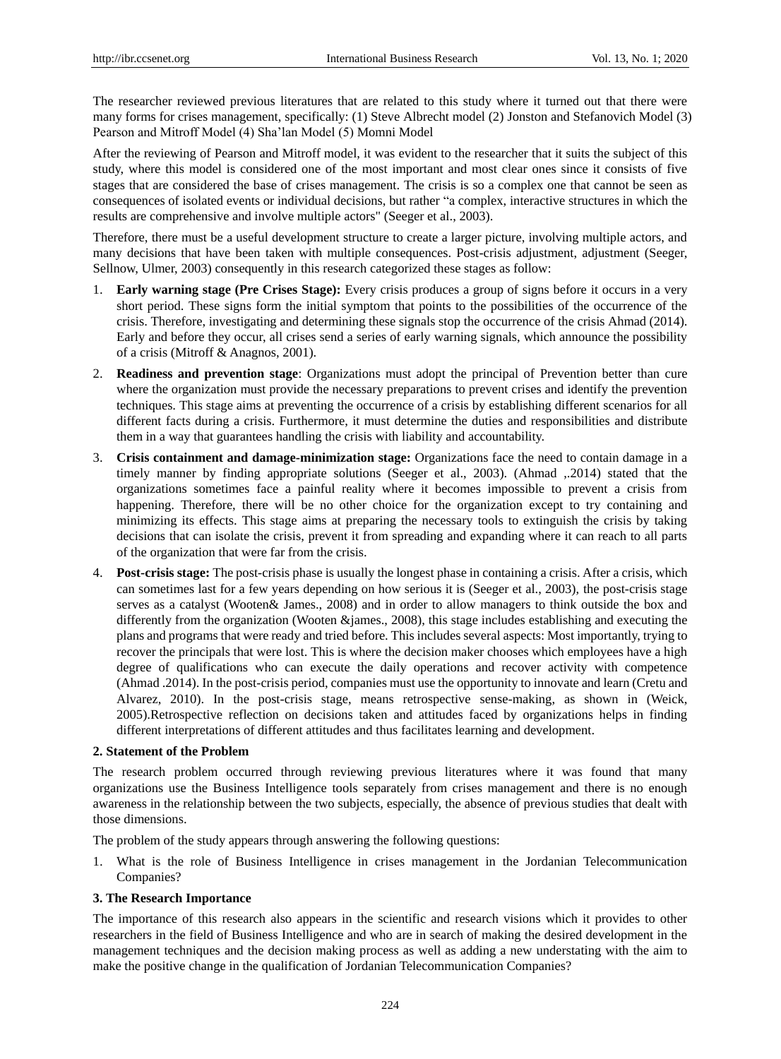The researcher reviewed previous literatures that are related to this study where it turned out that there were many forms for crises management, specifically: (1) Steve Albrecht model (2) Jonston and Stefanovich Model (3) Pearson and Mitroff Model (4) Sha'lan Model (5) Momni Model

After the reviewing of Pearson and Mitroff model, it was evident to the researcher that it suits the subject of this study, where this model is considered one of the most important and most clear ones since it consists of five stages that are considered the base of crises management. The crisis is so a complex one that cannot be seen as consequences of isolated events or individual decisions, but rather "a complex, interactive structures in which the results are comprehensive and involve multiple actors" (Seeger et al., 2003).

Therefore, there must be a useful development structure to create a larger picture, involving multiple actors, and many decisions that have been taken with multiple consequences. Post-crisis adjustment, adjustment (Seeger, Sellnow, Ulmer, 2003) consequently in this research categorized these stages as follow:

1. **Early warning stage (Pre Crises Stage):** Every crisis produces a group of signs before it occurs in a very short period. These signs form the initial symptom that points to the possibilities of the occurrence of the crisis. Therefore, investigating and determining these signals stop the occurrence of the crisis Ahmad (2014). Early and before they occur, all crises send a series of early warning signals, which announce the possibility of a crisis (Mitroff & Anagnos, 2001).
2. **Readiness and prevention stage**: Organizations must adopt the principal of Prevention better than cure where the organization must provide the necessary preparations to prevent crises and identify the prevention techniques. This stage aims at preventing the occurrence of a crisis by establishing different scenarios for all different facts during a crisis. Furthermore, it must determine the duties and responsibilities and distribute them in a way that guarantees handling the crisis with liability and accountability.
3. **Crisis containment and damage-minimization stage:** Organizations face the need to contain damage in a timely manner by finding appropriate solutions (Seeger et al., 2003). (Ahmad ,.2014) stated that the organizations sometimes face a painful reality where it becomes impossible to prevent a crisis from happening. Therefore, there will be no other choice for the organization except to try containing and minimizing its effects. This stage aims at preparing the necessary tools to extinguish the crisis by taking decisions that can isolate the crisis, prevent it from spreading and expanding where it can reach to all parts of the organization that were far from the crisis.
4. **Post-crisis stage:** The post-crisis phase is usually the longest phase in containing a crisis. After a crisis, which can sometimes last for a few years depending on how serious it is (Seeger et al., 2003), the post-crisis stage serves as a catalyst (Wooten& James., 2008) and in order to allow managers to think outside the box and differently from the organization (Wooten &james., 2008), this stage includes establishing and executing the plans and programs that were ready and tried before. This includes several aspects: Most importantly, trying to recover the principals that were lost. This is where the decision maker chooses which employees have a high degree of qualifications who can execute the daily operations and recover activity with competence (Ahmad .2014). In the post-crisis period, companies must use the opportunity to innovate and learn (Cretu and Alvarez, 2010). In the post-crisis stage, means retrospective sense-making, as shown in (Weick, 2005).Retrospective reflection on decisions taken and attitudes faced by organizations helps in finding different interpretations of different attitudes and thus facilitates learning and development.

## 2. Statement of the Problem

The research problem occurred through reviewing previous literatures where it was found that many organizations use the Business Intelligence tools separately from crises management and there is no enough awareness in the relationship between the two subjects, especially, the absence of previous studies that dealt with those dimensions.

The problem of the study appears through answering the following questions:

1. What is the role of Business Intelligence in crises management in the Jordanian Telecommunication Companies?

## 3. The Research Importance

The importance of this research also appears in the scientific and research visions which it provides to other researchers in the field of Business Intelligence and who are in search of making the desired development in the management techniques and the decision making process as well as adding a new understating with the aim to make the positive change in the qualification of Jordanian Telecommunication Companies?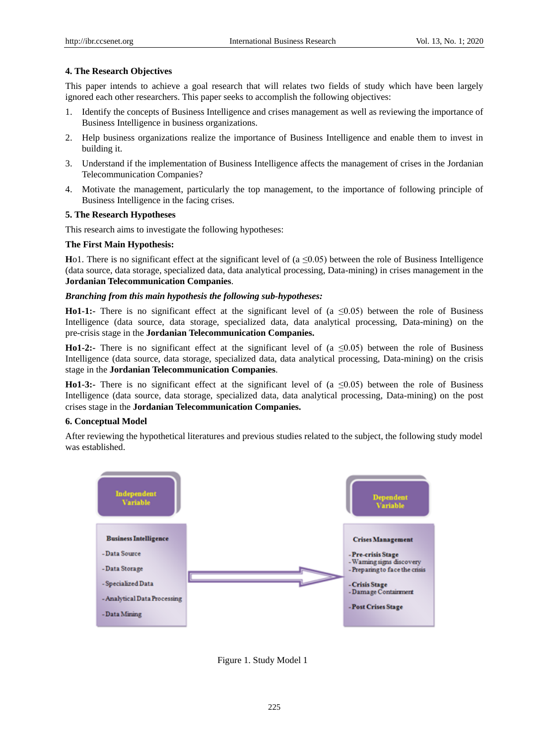## 4. The Research Objectives

This paper intends to achieve a goal research that will relates two fields of study which have been largely ignored each other researchers. This paper seeks to accomplish the following objectives:

1. Identify the concepts of Business Intelligence and crises management as well as reviewing the importance of Business Intelligence in business organizations.
2. Help business organizations realize the importance of Business Intelligence and enable them to invest in building it.
3. Understand if the implementation of Business Intelligence affects the management of crises in the Jordanian Telecommunication Companies?
4. Motivate the management, particularly the top management, to the importance of following principle of Business Intelligence in the facing crises.

## 5. The Research Hypotheses

This research aims to investigate the following hypotheses:

**The First Main Hypothesis:**

**H**o1. There is no significant effect at the significant level of (a ≤0.05) between the role of Business Intelligence (data source, data storage, specialized data, data analytical processing, Data-mining) in crises management in the **Jordanian Telecommunication Companies**.

***Branching from this main hypothesis the following sub-hypotheses:***

**Ho1-1:-** There is no significant effect at the significant level of (a ≤0.05) between the role of Business Intelligence (data source, data storage, specialized data, data analytical processing, Data-mining) on the pre-crisis stage in the **Jordanian Telecommunication Companies.**

**Ho1-2:-** There is no significant effect at the significant level of (a ≤0.05) between the role of Business Intelligence (data source, data storage, specialized data, data analytical processing, Data-mining) on the crisis stage in the **Jordanian Telecommunication Companies**.

**Ho1-3:-** There is no significant effect at the significant level of (a ≤0.05) between the role of Business Intelligence (data source, data storage, specialized data, data analytical processing, Data-mining) on the post crises stage in the **Jordanian Telecommunication Companies.**

## 6. Conceptual Model

After reviewing the hypothetical literatures and previous studies related to the subject, the following study model was established.

**Independent Variable**

**Business Intelligence**
- Data Source
- Data Storage
- Specialized Data
- Analytical Data Processing
- Data Mining

**Dependent Variable**

**Crises Management**
- **Pre-crisis Stage**
  - Warning signs discovery
  - Preparing to face the crisis
- **Crisis Stage**
  - Damage Containment
- **Post Crises Stage**

Figure 1. Study Model 1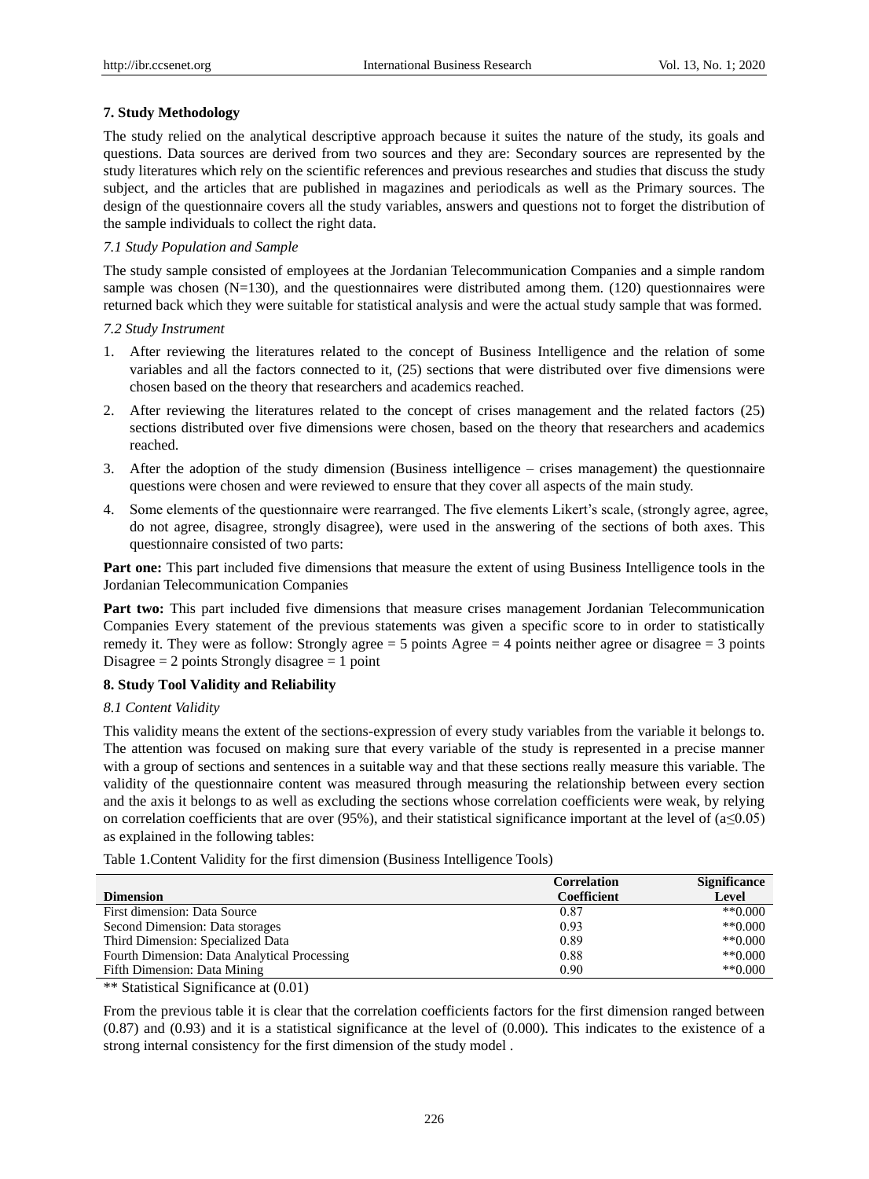## 7. Study Methodology

The study relied on the analytical descriptive approach because it suites the nature of the study, its goals and questions. Data sources are derived from two sources and they are: Secondary sources are represented by the study literatures which rely on the scientific references and previous researches and studies that discuss the study subject, and the articles that are published in magazines and periodicals as well as the Primary sources. The design of the questionnaire covers all the study variables, answers and questions not to forget the distribution of the sample individuals to collect the right data.

### *7.1 Study Population and Sample*

The study sample consisted of employees at the Jordanian Telecommunication Companies and a simple random sample was chosen (N=130), and the questionnaires were distributed among them. (120) questionnaires were returned back which they were suitable for statistical analysis and were the actual study sample that was formed.

### *7.2 Study Instrument*

1. After reviewing the literatures related to the concept of Business Intelligence and the relation of some variables and all the factors connected to it, (25) sections that were distributed over five dimensions were chosen based on the theory that researchers and academics reached.
2. After reviewing the literatures related to the concept of crises management and the related factors (25) sections distributed over five dimensions were chosen, based on the theory that researchers and academics reached.
3. After the adoption of the study dimension (Business intelligence – crises management) the questionnaire questions were chosen and were reviewed to ensure that they cover all aspects of the main study.
4. Some elements of the questionnaire were rearranged. The five elements Likert's scale, (strongly agree, agree, do not agree, disagree, strongly disagree), were used in the answering of the sections of both axes. This questionnaire consisted of two parts:

**Part one:** This part included five dimensions that measure the extent of using Business Intelligence tools in the Jordanian Telecommunication Companies

**Part two:** This part included five dimensions that measure crises management Jordanian Telecommunication Companies Every statement of the previous statements was given a specific score to in order to statistically remedy it. They were as follow: Strongly agree = 5 points Agree = 4 points neither agree or disagree = 3 points Disagree = 2 points Strongly disagree = 1 point

## 8. Study Tool Validity and Reliability

### *8.1 Content Validity*

This validity means the extent of the sections-expression of every study variables from the variable it belongs to. The attention was focused on making sure that every variable of the study is represented in a precise manner with a group of sections and sentences in a suitable way and that these sections really measure this variable. The validity of the questionnaire content was measured through measuring the relationship between every section and the axis it belongs to as well as excluding the sections whose correlation coefficients were weak, by relying on correlation coefficients that are over (95%), and their statistical significance important at the level of ($a \leq 0.05$) as explained in the following tables:

Table 1.Content Validity for the first dimension (Business Intelligence Tools)

| Dimension | Correlation Coefficient | Significance Level |
|---|---|---|
| First dimension: Data Source | 0.87 | **0.000 |
| Second Dimension: Data storages | 0.93 | **0.000 |
| Third Dimension: Specialized Data | 0.89 | **0.000 |
| Fourth Dimension: Data Analytical Processing | 0.88 | **0.000 |
| Fifth Dimension: Data Mining | 0.90 | **0.000 |

** Statistical Significance at (0.01)

From the previous table it is clear that the correlation coefficients factors for the first dimension ranged between (0.87) and (0.93) and it is a statistical significance at the level of (0.000). This indicates to the existence of a strong internal consistency for the first dimension of the study model .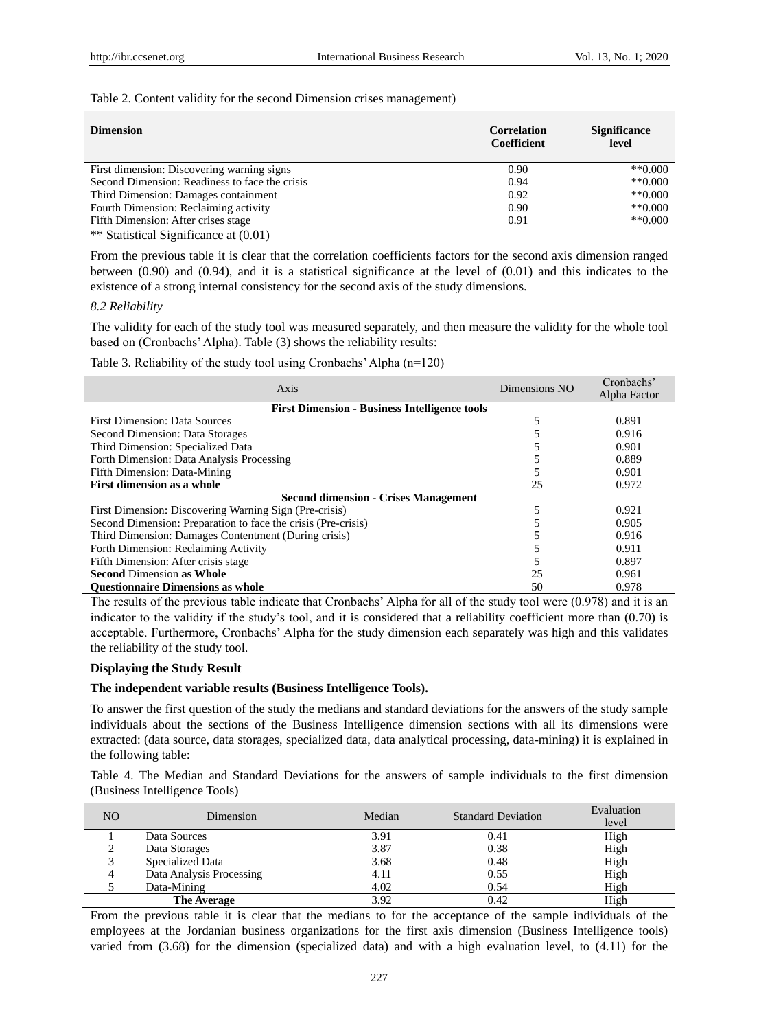Table 2. Content validity for the second Dimension crises management)

| Dimension | Correlation Coefficient | Significance level |
|---|---|---|
| First dimension: Discovering warning signs | 0.90 | **0.000 |
| Second Dimension: Readiness to face the crisis | 0.94 | **0.000 |
| Third Dimension: Damages containment | 0.92 | **0.000 |
| Fourth Dimension: Reclaiming activity | 0.90 | **0.000 |
| Fifth Dimension: After crises stage | 0.91 | **0.000 |

** Statistical Significance at (0.01)

From the previous table it is clear that the correlation coefficients factors for the second axis dimension ranged between (0.90) and (0.94), and it is a statistical significance at the level of (0.01) and this indicates to the existence of a strong internal consistency for the second axis of the study dimensions.

*8.2 Reliability*

The validity for each of the study tool was measured separately, and then measure the validity for the whole tool based on (Cronbachs' Alpha). Table (3) shows the reliability results:

Table 3. Reliability of the study tool using Cronbachs' Alpha (n=120)

| Axis | Dimensions NO | Cronbachs' Alpha Factor |
|---|---|---|
| **First Dimension - Business Intelligence tools** | | |
| First Dimension: Data Sources | 5 | 0.891 |
| Second Dimension: Data Storages | 5 | 0.916 |
| Third Dimension: Specialized Data | 5 | 0.901 |
| Forth Dimension: Data Analysis Processing | 5 | 0.889 |
| Fifth Dimension: Data-Mining | 5 | 0.901 |
| **First dimension as a whole** | 25 | 0.972 |
| **Second dimension - Crises Management** | | |
| First Dimension: Discovering Warning Sign (Pre-crisis) | 5 | 0.921 |
| Second Dimension: Preparation to face the crisis (Pre-crisis) | 5 | 0.905 |
| Third Dimension: Damages Contentment (During crisis) | 5 | 0.916 |
| Forth Dimension: Reclaiming Activity | 5 | 0.911 |
| Fifth Dimension: After crisis stage | 5 | 0.897 |
| **Second** Dimension **as Whole** | 25 | 0.961 |
| **Questionnaire Dimensions as whole** | 50 | 0.978 |

The results of the previous table indicate that Cronbachs' Alpha for all of the study tool were (0.978) and it is an indicator to the validity if the study's tool, and it is considered that a reliability coefficient more than (0.70) is acceptable. Furthermore, Cronbachs' Alpha for the study dimension each separately was high and this validates the reliability of the study tool.

**Displaying the Study Result**

**The independent variable results (Business Intelligence Tools).**

To answer the first question of the study the medians and standard deviations for the answers of the study sample individuals about the sections of the Business Intelligence dimension sections with all its dimensions were extracted: (data source, data storages, specialized data, data analytical processing, data-mining) it is explained in the following table:

Table 4. The Median and Standard Deviations for the answers of sample individuals to the first dimension (Business Intelligence Tools)

| NO | Dimension | Median | Standard Deviation | Evaluation level |
|---|---|---|---|---|
| 1 | Data Sources | 3.91 | 0.41 | High |
| 2 | Data Storages | 3.87 | 0.38 | High |
| 3 | Specialized Data | 3.68 | 0.48 | High |
| 4 | Data Analysis Processing | 4.11 | 0.55 | High |
| 5 | Data-Mining | 4.02 | 0.54 | High |
| | **The Average** | 3.92 | 0.42 | High |

From the previous table it is clear that the medians to for the acceptance of the sample individuals of the employees at the Jordanian business organizations for the first axis dimension (Business Intelligence tools) varied from (3.68) for the dimension (specialized data) and with a high evaluation level, to (4.11) for the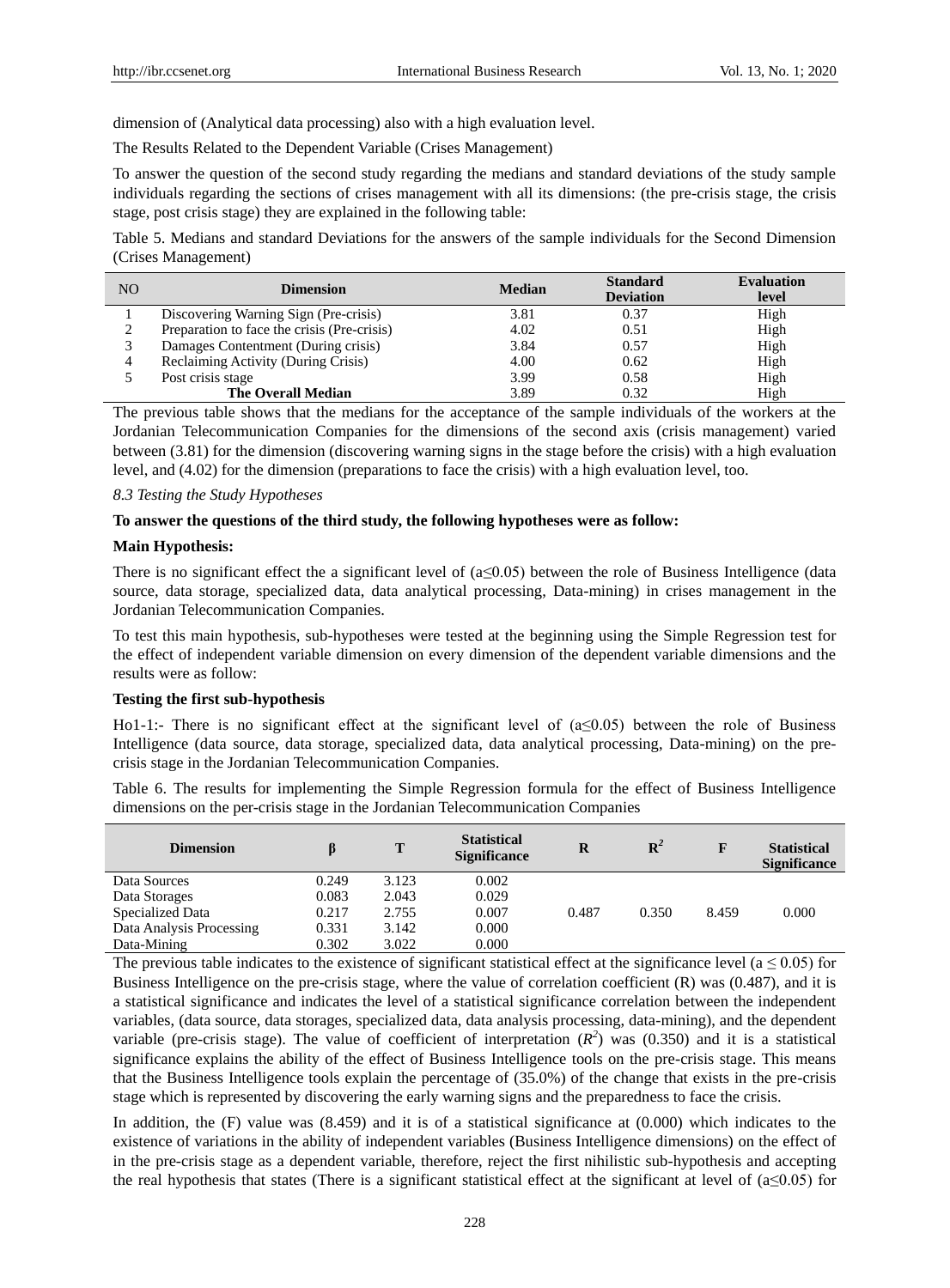dimension of (Analytical data processing) also with a high evaluation level.

The Results Related to the Dependent Variable (Crises Management)

To answer the question of the second study regarding the medians and standard deviations of the study sample individuals regarding the sections of crises management with all its dimensions: (the pre-crisis stage, the crisis stage, post crisis stage) they are explained in the following table:

Table 5. Medians and standard Deviations for the answers of the sample individuals for the Second Dimension (Crises Management)

| NO | Dimension | Median | Standard Deviation | Evaluation level |
|---|---|---|---|---|
| 1 | Discovering Warning Sign (Pre-crisis) | 3.81 | 0.37 | High |
| 2 | Preparation to face the crisis (Pre-crisis) | 4.02 | 0.51 | High |
| 3 | Damages Contentment (During crisis) | 3.84 | 0.57 | High |
| 4 | Reclaiming Activity (During Crisis) | 4.00 | 0.62 | High |
| 5 | Post crisis stage | 3.99 | 0.58 | High |
| | **The Overall Median** | 3.89 | 0.32 | High |

The previous table shows that the medians for the acceptance of the sample individuals of the workers at the Jordanian Telecommunication Companies for the dimensions of the second axis (crisis management) varied between (3.81) for the dimension (discovering warning signs in the stage before the crisis) with a high evaluation level, and (4.02) for the dimension (preparations to face the crisis) with a high evaluation level, too.

*8.3 Testing the Study Hypotheses*

**To answer the questions of the third study, the following hypotheses were as follow:**

**Main Hypothesis:**

There is no significant effect the a significant level of (a≤0.05) between the role of Business Intelligence (data source, data storage, specialized data, data analytical processing, Data-mining) in crises management in the Jordanian Telecommunication Companies.

To test this main hypothesis, sub-hypotheses were tested at the beginning using the Simple Regression test for the effect of independent variable dimension on every dimension of the dependent variable dimensions and the results were as follow:

**Testing the first sub-hypothesis**

Ho1-1:- There is no significant effect at the significant level of (a≤0.05) between the role of Business Intelligence (data source, data storage, specialized data, data analytical processing, Data-mining) on the pre-crisis stage in the Jordanian Telecommunication Companies.

Table 6. The results for implementing the Simple Regression formula for the effect of Business Intelligence dimensions on the per-crisis stage in the Jordanian Telecommunication Companies

| Dimension | β | T | Statistical Significance | R | $R^2$ | F | Statistical Significance |
|---|---|---|---|---|---|---|---|
| Data Sources | 0.249 | 3.123 | 0.002 | 0.487 | 0.350 | 8.459 | 0.000 |
| Data Storages | 0.083 | 2.043 | 0.029 | | | | |
| Specialized Data | 0.217 | 2.755 | 0.007 | | | | |
| Data Analysis Processing | 0.331 | 3.142 | 0.000 | | | | |
| Data-Mining | 0.302 | 3.022 | 0.000 | | | | |

The previous table indicates to the existence of significant statistical effect at the significance level (a ≤ 0.05) for Business Intelligence on the pre-crisis stage, where the value of correlation coefficient (R) was (0.487), and it is a statistical significance and indicates the level of a statistical significance correlation between the independent variables, (data source, data storages, specialized data, data analysis processing, data-mining), and the dependent variable (pre-crisis stage). The value of coefficient of interpretation ($R^2$) was (0.350) and it is a statistical significance explains the ability of the effect of Business Intelligence tools on the pre-crisis stage. This means that the Business Intelligence tools explain the percentage of (35.0%) of the change that exists in the pre-crisis stage which is represented by discovering the early warning signs and the preparedness to face the crisis.

In addition, the (F) value was (8.459) and it is of a statistical significance at (0.000) which indicates to the existence of variations in the ability of independent variables (Business Intelligence dimensions) on the effect of in the pre-crisis stage as a dependent variable, therefore, reject the first nihilistic sub-hypothesis and accepting the real hypothesis that states (There is a significant statistical effect at the significant at level of (a≤0.05) for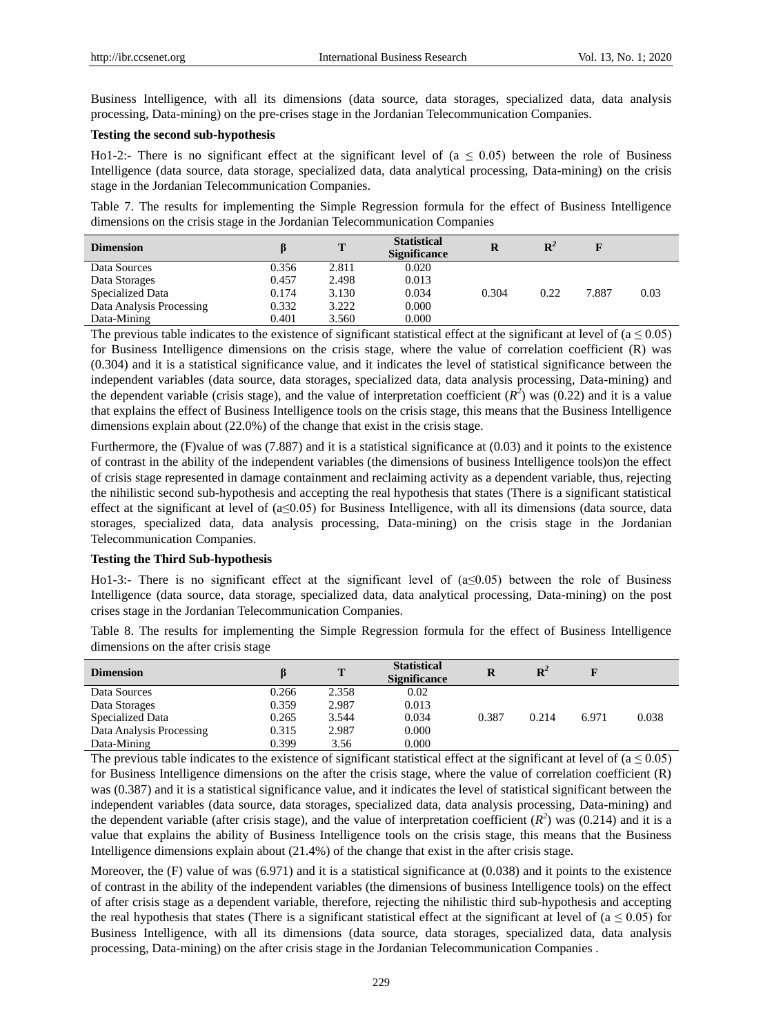Business Intelligence, with all its dimensions (data source, data storages, specialized data, data analysis processing, Data-mining) on the pre-crises stage in the Jordanian Telecommunication Companies.

**Testing the second sub-hypothesis**

Ho1-2:- There is no significant effect at the significant level of (a ≤ 0.05) between the role of Business Intelligence (data source, data storage, specialized data, data analytical processing, Data-mining) on the crisis stage in the Jordanian Telecommunication Companies.

Table 7. The results for implementing the Simple Regression formula for the effect of Business Intelligence dimensions on the crisis stage in the Jordanian Telecommunication Companies

| Dimension | β | T | Statistical Significance | R | $R^2$ | F | |
|---|---|---|---|---|---|---|---|
| Data Sources | 0.356 | 2.811 | 0.020 | | | | |
| Data Storages | 0.457 | 2.498 | 0.013 | | | | |
| Specialized Data | 0.174 | 3.130 | 0.034 | 0.304 | 0.22 | 7.887 | 0.03 |
| Data Analysis Processing | 0.332 | 3.222 | 0.000 | | | | |
| Data-Mining | 0.401 | 3.560 | 0.000 | | | | |

The previous table indicates to the existence of significant statistical effect at the significant at level of (a ≤ 0.05) for Business Intelligence dimensions on the crisis stage, where the value of correlation coefficient (R) was (0.304) and it is a statistical significance value, and it indicates the level of statistical significance between the independent variables (data source, data storages, specialized data, data analysis processing, Data-mining) and the dependent variable (crisis stage), and the value of interpretation coefficient ($R^2$) was (0.22) and it is a value that explains the effect of Business Intelligence tools on the crisis stage, this means that the Business Intelligence dimensions explain about (22.0%) of the change that exist in the crisis stage.

Furthermore, the (F)value of was (7.887) and it is a statistical significance at (0.03) and it points to the existence of contrast in the ability of the independent variables (the dimensions of business Intelligence tools)on the effect of crisis stage represented in damage containment and reclaiming activity as a dependent variable, thus, rejecting the nihilistic second sub-hypothesis and accepting the real hypothesis that states (There is a significant statistical effect at the significant at level of (a≤0.05) for Business Intelligence, with all its dimensions (data source, data storages, specialized data, data analysis processing, Data-mining) on the crisis stage in the Jordanian Telecommunication Companies.

**Testing the Third Sub-hypothesis**

Ho1-3:- There is no significant effect at the significant level of (a≤0.05) between the role of Business Intelligence (data source, data storage, specialized data, data analytical processing, Data-mining) on the post crises stage in the Jordanian Telecommunication Companies.

Table 8. The results for implementing the Simple Regression formula for the effect of Business Intelligence dimensions on the after crisis stage

| Dimension | β | T | Statistical Significance | R | $R^2$ | F | |
|---|---|---|---|---|---|---|---|
| Data Sources | 0.266 | 2.358 | 0.02 | | | | |
| Data Storages | 0.359 | 2.987 | 0.013 | | | | |
| Specialized Data | 0.265 | 3.544 | 0.034 | 0.387 | 0.214 | 6.971 | 0.038 |
| Data Analysis Processing | 0.315 | 2.987 | 0.000 | | | | |
| Data-Mining | 0.399 | 3.56 | 0.000 | | | | |

The previous table indicates to the existence of significant statistical effect at the significant at level of (a ≤ 0.05) for Business Intelligence dimensions on the after the crisis stage, where the value of correlation coefficient (R) was (0.387) and it is a statistical significance value, and it indicates the level of statistical significant between the independent variables (data source, data storages, specialized data, data analysis processing, Data-mining) and the dependent variable (after crisis stage), and the value of interpretation coefficient ($R^2$) was (0.214) and it is a value that explains the ability of Business Intelligence tools on the crisis stage, this means that the Business Intelligence dimensions explain about (21.4%) of the change that exist in the after crisis stage.

Moreover, the (F) value of was (6.971) and it is a statistical significance at (0.038) and it points to the existence of contrast in the ability of the independent variables (the dimensions of business Intelligence tools) on the effect of after crisis stage as a dependent variable, therefore, rejecting the nihilistic third sub-hypothesis and accepting the real hypothesis that states (There is a significant statistical effect at the significant at level of (a ≤ 0.05) for Business Intelligence, with all its dimensions (data source, data storages, specialized data, data analysis processing, Data-mining) on the after crisis stage in the Jordanian Telecommunication Companies .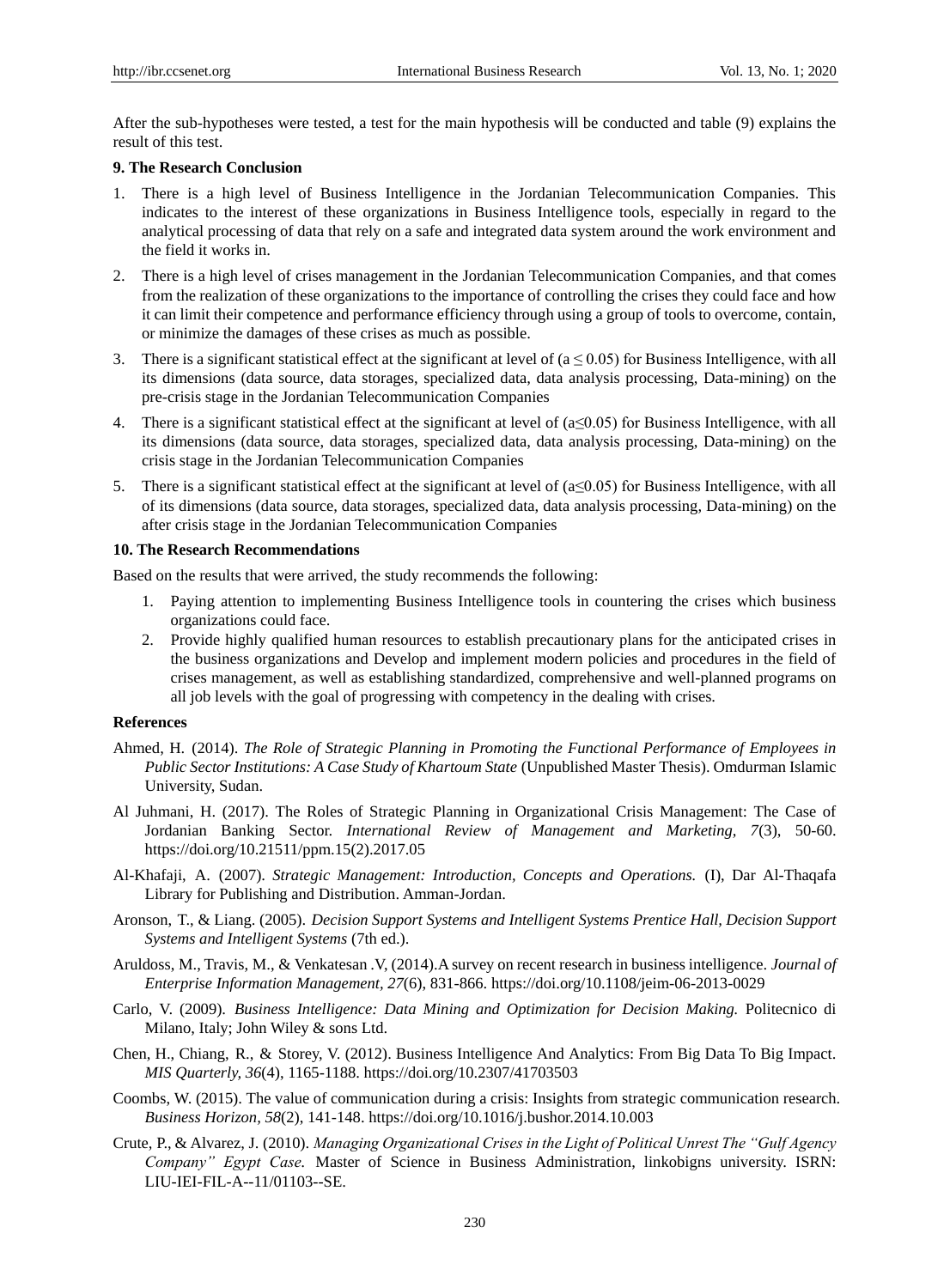After the sub-hypotheses were tested, a test for the main hypothesis will be conducted and table (9) explains the result of this test.

## 9. The Research Conclusion

1. There is a high level of Business Intelligence in the Jordanian Telecommunication Companies. This indicates to the interest of these organizations in Business Intelligence tools, especially in regard to the analytical processing of data that rely on a safe and integrated data system around the work environment and the field it works in.
2. There is a high level of crises management in the Jordanian Telecommunication Companies, and that comes from the realization of these organizations to the importance of controlling the crises they could face and how it can limit their competence and performance efficiency through using a group of tools to overcome, contain, or minimize the damages of these crises as much as possible.
3. There is a significant statistical effect at the significant at level of ($a \leq 0.05$) for Business Intelligence, with all its dimensions (data source, data storages, specialized data, data analysis processing, Data-mining) on the pre-crisis stage in the Jordanian Telecommunication Companies
4. There is a significant statistical effect at the significant at level of ($a \leq 0.05$) for Business Intelligence, with all its dimensions (data source, data storages, specialized data, data analysis processing, Data-mining) on the crisis stage in the Jordanian Telecommunication Companies
5. There is a significant statistical effect at the significant at level of ($a \leq 0.05$) for Business Intelligence, with all of its dimensions (data source, data storages, specialized data, data analysis processing, Data-mining) on the after crisis stage in the Jordanian Telecommunication Companies

## 10. The Research Recommendations

Based on the results that were arrived, the study recommends the following:

1. Paying attention to implementing Business Intelligence tools in countering the crises which business organizations could face.
2. Provide highly qualified human resources to establish precautionary plans for the anticipated crises in the business organizations and Develop and implement modern policies and procedures in the field of crises management, as well as establishing standardized, comprehensive and well-planned programs on all job levels with the goal of progressing with competency in the dealing with crises.

## References

Ahmed, H. (2014). *The Role of Strategic Planning in Promoting the Functional Performance of Employees in Public Sector Institutions: A Case Study of Khartoum State* (Unpublished Master Thesis). Omdurman Islamic University, Sudan.

Al Juhmani, H. (2017). The Roles of Strategic Planning in Organizational Crisis Management: The Case of Jordanian Banking Sector. *International Review of Management and Marketing, 7*(3), 50-60. https://doi.org/10.21511/ppm.15(2).2017.05

Al-Khafaji, A. (2007). *Strategic Management: Introduction, Concepts and Operations.* (I), Dar Al-Thaqafa Library for Publishing and Distribution. Amman-Jordan.

Aronson, T., & Liang. (2005). *Decision Support Systems and Intelligent Systems Prentice Hall, Decision Support Systems and Intelligent Systems* (7th ed.).

Aruldoss, M., Travis, M., & Venkatesan .V, (2014).A survey on recent research in business intelligence. *Journal of Enterprise Information Management, 27*(6), 831-866. https://doi.org/10.1108/jeim-06-2013-0029

Carlo, V. (2009). *Business Intelligence: Data Mining and Optimization for Decision Making.* Politecnico di Milano, Italy; John Wiley & sons Ltd.

Chen, H., Chiang, R., & Storey, V. (2012). Business Intelligence And Analytics: From Big Data To Big Impact. *MIS Quarterly, 36*(4), 1165-1188. https://doi.org/10.2307/41703503

Coombs, W. (2015). The value of communication during a crisis: Insights from strategic communication research. *Business Horizon, 58*(2), 141-148. https://doi.org/10.1016/j.bushor.2014.10.003

Crute, P., & Alvarez, J. (2010). *Managing Organizational Crises in the Light of Political Unrest The "Gulf Agency Company" Egypt Case.* Master of Science in Business Administration, linkobigns university. ISRN: LIU-IEI-FIL-A--11/01103--SE.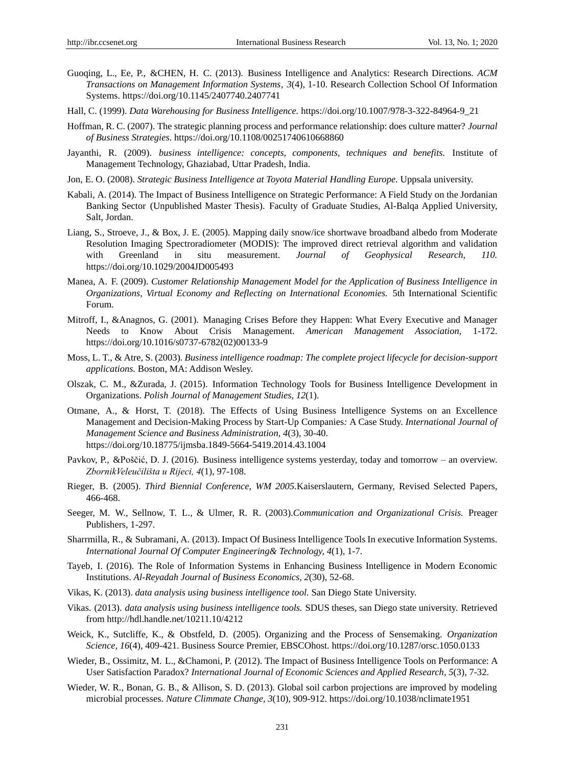Guoqing, L., Ee, P., &CHEN, H. C. (2013). Business Intelligence and Analytics: Research Directions. *ACM Transactions on Management Information Systems, 3*(4), 1-10. Research Collection School Of Information Systems. https://doi.org/10.1145/2407740.2407741

Hall, C. (1999). *Data Warehousing for Business Intelligence.* https://doi.org/10.1007/978-3-322-84964-9_21

Hoffman, R. C. (2007). The strategic planning process and performance relationship: does culture matter? *Journal of Business Strategies*. https://doi.org/10.1108/00251740610668860

Jayanthi, R. (2009). *business intelligence: concepts, components, techniques and benefits.* Institute of Management Technology, Ghaziabad, Uttar Pradesh, India.

Jon, E. O. (2008). *Strategic Business Intelligence at Toyota Material Handling Europe.* Uppsala university.

Kabali, A. (2014). The Impact of Business Intelligence on Strategic Performance: A Field Study on the Jordanian Banking Sector (Unpublished Master Thesis). Faculty of Graduate Studies, Al-Balqa Applied University, Salt, Jordan.

Liang, S., Stroeve, J., & Box, J. E. (2005). Mapping daily snow/ice shortwave broadband albedo from Moderate Resolution Imaging Spectroradiometer (MODIS): The improved direct retrieval algorithm and validation with Greenland in situ measurement. *Journal of Geophysical Research, 110.* https://doi.org/10.1029/2004JD005493

Manea, A. F. (2009). *Customer Relationship Management Model for the Application of Business Intelligence in Organizations, Virtual Economy and Reflecting on International Economies.* 5th International Scientific Forum.

Mitroff, I., &Anagnos, G. (2001). Managing Crises Before they Happen: What Every Executive and Manager Needs to Know About Crisis Management. *American Management Association,* 1-172. https://doi.org/10.1016/s0737-6782(02)00133-9

Moss, L. T., & Atre, S. (2003). *Business intelligence roadmap: The complete project lifecycle for decision-support applications.* Boston, MA: Addison Wesley.

Olszak, C. M., &Zurada, J. (2015). Information Technology Tools for Business Intelligence Development in Organizations. *Polish Journal of Management Studies, 12*(1).

Otmane, A., & Horst, T. (2018). The Effects of Using Business Intelligence Systems on an Excellence Management and Decision-Making Process by Start-Up Companies*:* A Case Study. *International Journal of Management Science and Business Administration, 4*(3), 30-40. https://doi.org/10.18775/ijmsba.1849-5664-5419.2014.43.1004

Pavkov, P., &Poščić, D. J. (2016). Business intelligence systems yesterday, today and tomorrow – an overview. *ZbornikVeleučilišta u Rijeci, 4*(1), 97-108.

Rieger, B. (2005). *Third Biennial Conference, WM 2005.*Kaiserslautern, Germany, Revised Selected Papers, 466-468.

Seeger, M. W., Sellnow, T. L., & Ulmer, R. R. (2003).*Communication and Organizational Crisis.* Preager Publishers, 1-297.

Sharrmilla, R., & Subramani, A. (2013). Impact Of Business Intelligence Tools In executive Information Systems. *International Journal Of Computer Engineering& Technology, 4*(1), 1-7.

Tayeb, I. (2016). The Role of Information Systems in Enhancing Business Intelligence in Modern Economic Institutions. *Al-Reyadah Journal of Business Economics, 2*(30), 52-68.

Vikas, K. (2013). *data analysis using business intelligence tool.* San Diego State University.

Vikas. (2013). *data analysis using business intelligence tools.* SDUS theses, san Diego state university. Retrieved from http://hdl.handle.net/10211.10/4212

Weick, K., Sutcliffe, K., & Obstfeld, D. (2005). Organizing and the Process of Sensemaking. *Organization Science, 16*(4), 409-421. Business Source Premier, EBSCOhost. https://doi.org/10.1287/orsc.1050.0133

Wieder, B., Ossimitz, M. L., &Chamoni, P. (2012). The Impact of Business Intelligence Tools on Performance: A User Satisfaction Paradox? *International Journal of Economic Sciences and Applied Research, 5*(3), 7-32.

Wieder, W. R., Bonan, G. B., & Allison, S. D. (2013). Global soil carbon projections are improved by modeling microbial processes. *Nature Climmate Change, 3*(10), 909-912. https://doi.org/10.1038/nclimate1951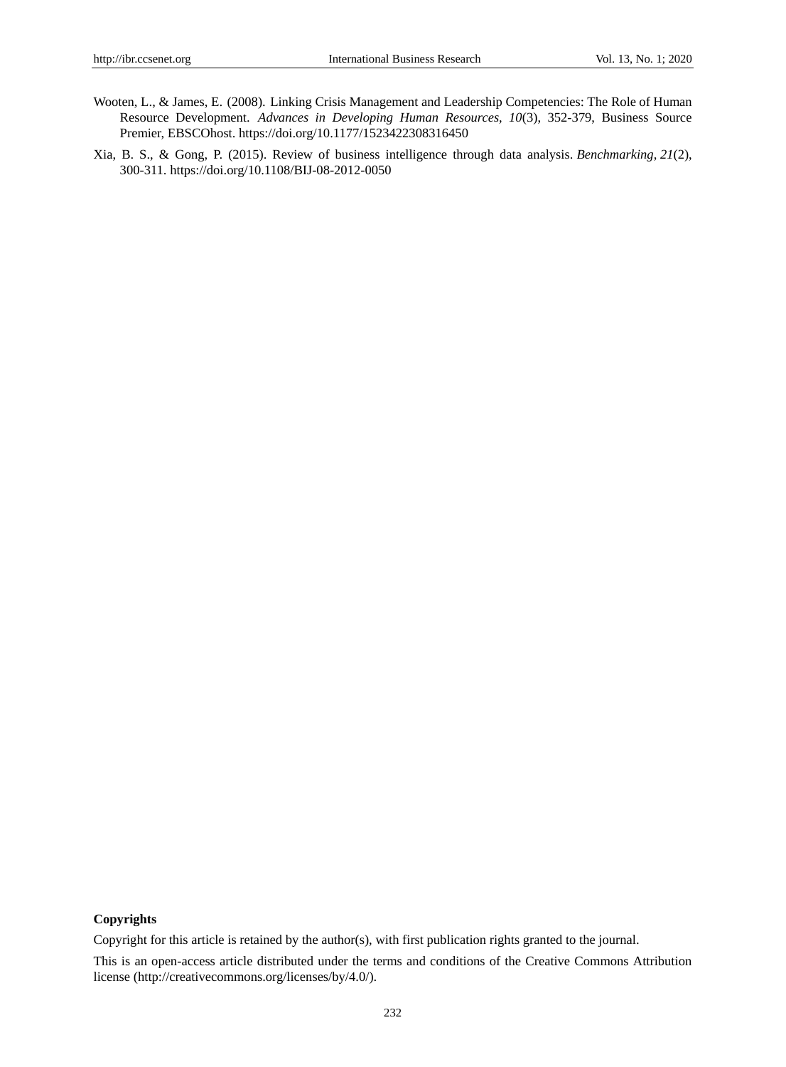Wooten, L., & James, E. (2008). Linking Crisis Management and Leadership Competencies: The Role of Human Resource Development. *Advances in Developing Human Resources, 10*(3), 352-379, Business Source Premier, EBSCOhost. https://doi.org/10.1177/1523422308316450

Xia, B. S., & Gong, P. (2015). Review of business intelligence through data analysis. *Benchmarking*, *21*(2), 300-311. https://doi.org/10.1108/BIJ-08-2012-0050

**Copyrights**

Copyright for this article is retained by the author(s), with first publication rights granted to the journal.

This is an open-access article distributed under the terms and conditions of the Creative Commons Attribution license (http://creativecommons.org/licenses/by/4.0/).